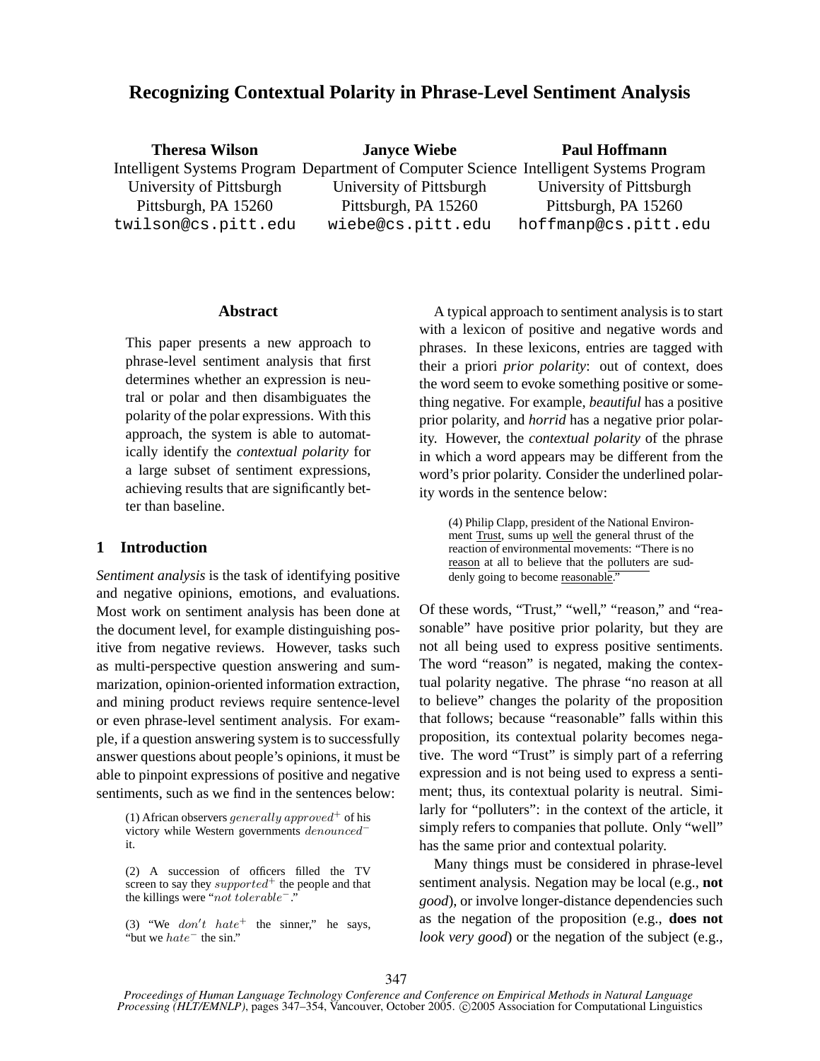# Recognizing Contextual Polarity in Phrase-Level Sentiment Analysis

**Theresa Wilson**
Intelligent Systems Program
University of Pittsburgh
Pittsburgh, PA 15260
twilson@cs.pitt.edu

**Janyce Wiebe**
Department of Computer Science
University of Pittsburgh
Pittsburgh, PA 15260
wiebe@cs.pitt.edu

**Paul Hoffmann**
Intelligent Systems Program
University of Pittsburgh
Pittsburgh, PA 15260
hoffmanp@cs.pitt.edu

## Abstract

This paper presents a new approach to phrase-level sentiment analysis that first determines whether an expression is neutral or polar and then disambiguates the polarity of the polar expressions. With this approach, the system is able to automatically identify the *contextual polarity* for a large subset of sentiment expressions, achieving results that are significantly better than baseline.

## 1 Introduction

*Sentiment analysis* is the task of identifying positive and negative opinions, emotions, and evaluations. Most work on sentiment analysis has been done at the document level, for example distinguishing positive from negative reviews. However, tasks such as multi-perspective question answering and summarization, opinion-oriented information extraction, and mining product reviews require sentence-level or even phrase-level sentiment analysis. For example, if a question answering system is to successfully answer questions about people's opinions, it must be able to pinpoint expressions of positive and negative sentiments, such as we find in the sentences below:

> (1) African observers $generally\ approved^{+}$ of his victory while Western governments $denounced^{-}$ it.

> (2) A succession of officers filled the TV screen to say they $supported^{+}$ the people and that the killings were "$not\ tolerable^{-}$."

> (3) "We $don't\ hate^{+}$ the sinner," he says, "but we $hate^{-}$ the sin."

A typical approach to sentiment analysis is to start with a lexicon of positive and negative words and phrases. In these lexicons, entries are tagged with their a priori *prior polarity*: out of context, does the word seem to evoke something positive or something negative. For example, *beautiful* has a positive prior polarity, and *horrid* has a negative prior polarity. However, the *contextual polarity* of the phrase in which a word appears may be different from the word's prior polarity. Consider the underlined polarity words in the sentence below:

> (4) Philip Clapp, president of the National Environment <u>Trust</u>, sums up <u>well</u> the general thrust of the reaction of environmental movements: "There is no <u>reason</u> at all to believe that the <u>polluters</u> are suddenly going to become <u>reasonable</u>."

Of these words, "Trust," "well," "reason," and "reasonable" have positive prior polarity, but they are not all being used to express positive sentiments. The word "reason" is negated, making the contextual polarity negative. The phrase "no reason at all to believe" changes the polarity of the proposition that follows; because "reasonable" falls within this proposition, its contextual polarity becomes negative. The word "Trust" is simply part of a referring expression and is not being used to express a sentiment; thus, its contextual polarity is neutral. Similarly for "polluters": in the context of the article, it simply refers to companies that pollute. Only "well" has the same prior and contextual polarity.

Many things must be considered in phrase-level sentiment analysis. Negation may be local (e.g., **not** *good*), or involve longer-distance dependencies such as the negation of the proposition (e.g., **does not** *look very good*) or the negation of the subject (e.g.,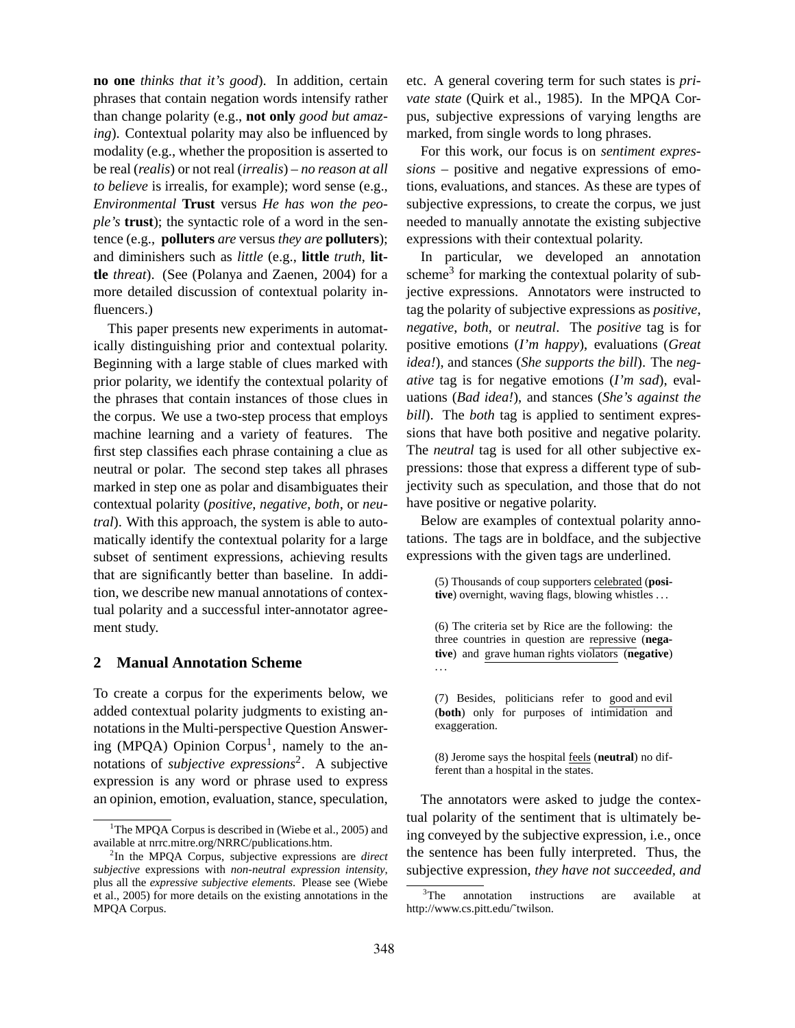**no one** *thinks that it's good*). In addition, certain phrases that contain negation words intensify rather than change polarity (e.g., **not only** *good but amazing*). Contextual polarity may also be influenced by modality (e.g., whether the proposition is asserted to be real (*realis*) or not real (*irrealis*) – *no reason at all to believe* is irrealis, for example); word sense (e.g., *Environmental* **Trust** versus *He has won the people's* **trust**); the syntactic role of a word in the sentence (e.g., **polluters** *are* versus *they are* **polluters**); and diminishers such as *little* (e.g., **little** *truth*, **little** *threat*). (See (Polanya and Zaenen, 2004) for a more detailed discussion of contextual polarity influencers.)

This paper presents new experiments in automatically distinguishing prior and contextual polarity. Beginning with a large stable of clues marked with prior polarity, we identify the contextual polarity of the phrases that contain instances of those clues in the corpus. We use a two-step process that employs machine learning and a variety of features. The first step classifies each phrase containing a clue as neutral or polar. The second step takes all phrases marked in step one as polar and disambiguates their contextual polarity (*positive*, *negative*, *both*, or *neutral*). With this approach, the system is able to automatically identify the contextual polarity for a large subset of sentiment expressions, achieving results that are significantly better than baseline. In addition, we describe new manual annotations of contextual polarity and a successful inter-annotator agreement study.

## 2 Manual Annotation Scheme

To create a corpus for the experiments below, we added contextual polarity judgments to existing annotations in the Multi-perspective Question Answering (MPQA) Opinion Corpus[1], namely to the annotations of *subjective expressions*[2]. A subjective expression is any word or phrase used to express an opinion, emotion, evaluation, stance, speculation, etc. A general covering term for such states is *private state* (Quirk et al., 1985). In the MPQA Corpus, subjective expressions of varying lengths are marked, from single words to long phrases.

For this work, our focus is on *sentiment expressions* – positive and negative expressions of emotions, evaluations, and stances. As these are types of subjective expressions, to create the corpus, we just needed to manually annotate the existing subjective expressions with their contextual polarity.

In particular, we developed an annotation scheme[3] for marking the contextual polarity of subjective expressions. Annotators were instructed to tag the polarity of subjective expressions as *positive*, *negative*, *both*, or *neutral*. The *positive* tag is for positive emotions (*I'm happy*), evaluations (*Great idea!*), and stances (*She supports the bill*). The *negative* tag is for negative emotions (*I'm sad*), evaluations (*Bad idea!*), and stances (*She's against the bill*). The *both* tag is applied to sentiment expressions that have both positive and negative polarity. The *neutral* tag is used for all other subjective expressions: those that express a different type of subjectivity such as speculation, and those that do not have positive or negative polarity.

Below are examples of contextual polarity annotations. The tags are in boldface, and the subjective expressions with the given tags are underlined.

> (5) Thousands of coup supporters <u>celebrated</u> (**positive**) overnight, waving flags, blowing whistles ...

> (6) The criteria set by Rice are the following: the three countries in question are <u>repressive</u> (**negative**) and <u>grave human rights violators</u> (**negative**) ...

> (7) Besides, politicians refer to <u>good and evil</u> (**both**) only for purposes of intimidation and exaggeration.

> (8) Jerome says the hospital <u>feels</u> (**neutral**) no different than a hospital in the states.

The annotators were asked to judge the contextual polarity of the sentiment that is ultimately being conveyed by the subjective expression, i.e., once the sentence has been fully interpreted. Thus, the subjective expression, *they have not succeeded, and*

---

[1] The MPQA Corpus is described in (Wiebe et al., 2005) and available at nrrc.mitre.org/NRRC/publications.htm.

[2] In the MPQA Corpus, subjective expressions are *direct subjective* expressions with *non-neutral expression intensity*, plus all the *expressive subjective elements*. Please see (Wiebe et al., 2005) for more details on the existing annotations in the MPQA Corpus.

[3] The annotation instructions are available at http://www.cs.pitt.edu/˜twilson.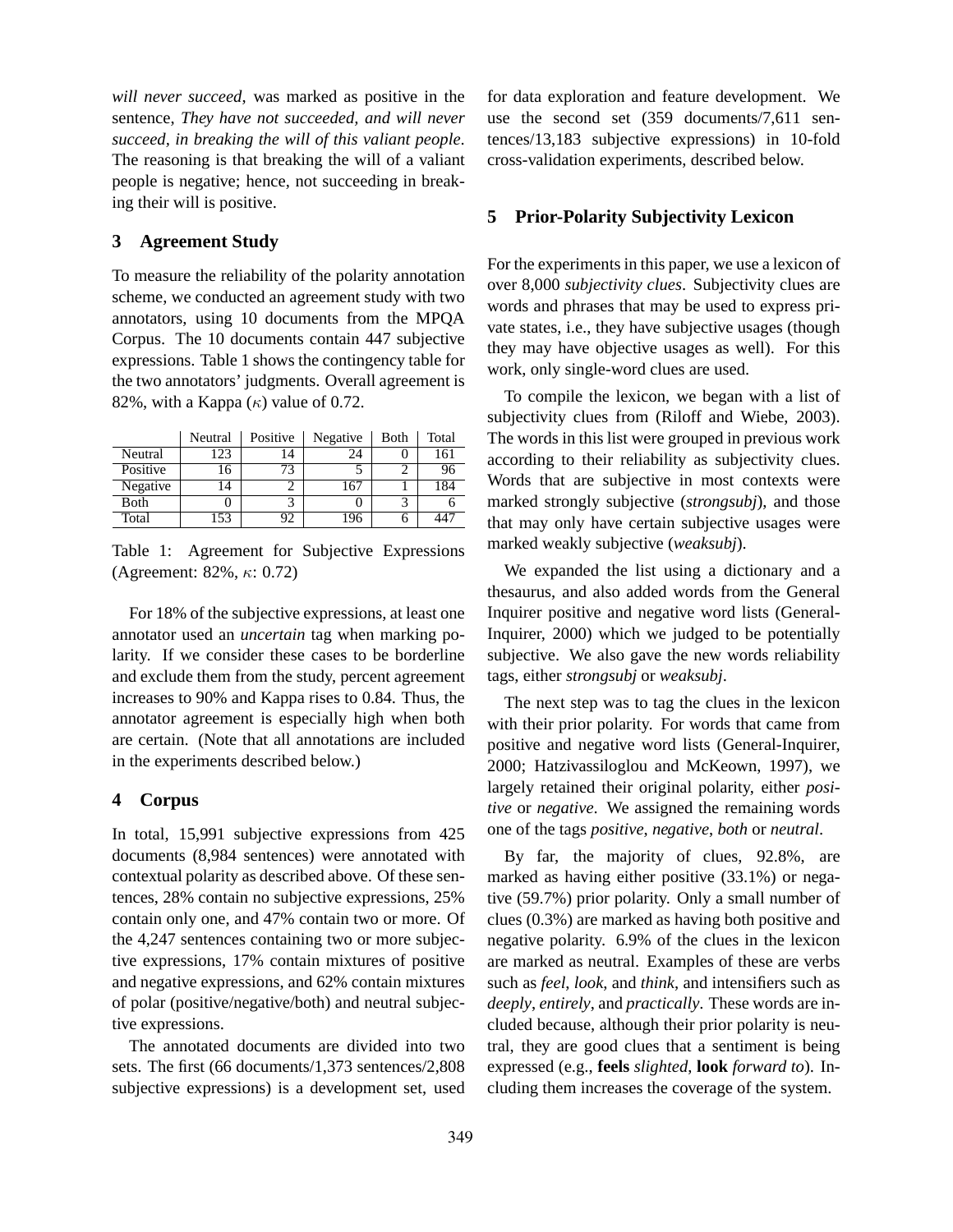*will never succeed*, was marked as positive in the sentence, *They have not succeeded, and will never succeed, in breaking the will of this valiant people*. The reasoning is that breaking the will of a valiant people is negative; hence, not succeeding in breaking their will is positive.

## 3 Agreement Study

To measure the reliability of the polarity annotation scheme, we conducted an agreement study with two annotators, using 10 documents from the MPQA Corpus. The 10 documents contain 447 subjective expressions. Table 1 shows the contingency table for the two annotators' judgments. Overall agreement is 82%, with a Kappa ($\kappa$) value of 0.72.

| | Neutral | Positive | Negative | Both | Total |
|---|---|---|---|---|---|
| Neutral | 123 | 14 | 24 | 0 | 161 |
| Positive | 16 | 73 | 5 | 2 | 96 |
| Negative | 14 | 2 | 167 | 1 | 184 |
| Both | 0 | 3 | 0 | 3 | 6 |
| Total | 153 | 92 | 196 | 6 | 447 |

Table 1: Agreement for Subjective Expressions (Agreement: 82%, $\kappa$: 0.72)

For 18% of the subjective expressions, at least one annotator used an *uncertain* tag when marking polarity. If we consider these cases to be borderline and exclude them from the study, percent agreement increases to 90% and Kappa rises to 0.84. Thus, the annotator agreement is especially high when both are certain. (Note that all annotations are included in the experiments described below.)

## 4 Corpus

In total, 15,991 subjective expressions from 425 documents (8,984 sentences) were annotated with contextual polarity as described above. Of these sentences, 28% contain no subjective expressions, 25% contain only one, and 47% contain two or more. Of the 4,247 sentences containing two or more subjective expressions, 17% contain mixtures of positive and negative expressions, and 62% contain mixtures of polar (positive/negative/both) and neutral subjective expressions.

The annotated documents are divided into two sets. The first (66 documents/1,373 sentences/2,808 subjective expressions) is a development set, used for data exploration and feature development. We use the second set (359 documents/7,611 sentences/13,183 subjective expressions) in 10-fold cross-validation experiments, described below.

## 5 Prior-Polarity Subjectivity Lexicon

For the experiments in this paper, we use a lexicon of over 8,000 *subjectivity clues*. Subjectivity clues are words and phrases that may be used to express private states, i.e., they have subjective usages (though they may have objective usages as well). For this work, only single-word clues are used.

To compile the lexicon, we began with a list of subjectivity clues from (Riloff and Wiebe, 2003). The words in this list were grouped in previous work according to their reliability as subjectivity clues. Words that are subjective in most contexts were marked strongly subjective (*strongsubj*), and those that may only have certain subjective usages were marked weakly subjective (*weaksubj*).

We expanded the list using a dictionary and a thesaurus, and also added words from the General Inquirer positive and negative word lists (General-Inquirer, 2000) which we judged to be potentially subjective. We also gave the new words reliability tags, either *strongsubj* or *weaksubj*.

The next step was to tag the clues in the lexicon with their prior polarity. For words that came from positive and negative word lists (General-Inquirer, 2000; Hatzivassiloglou and McKeown, 1997), we largely retained their original polarity, either *positive* or *negative*. We assigned the remaining words one of the tags *positive*, *negative*, *both* or *neutral*.

By far, the majority of clues, 92.8%, are marked as having either positive (33.1%) or negative (59.7%) prior polarity. Only a small number of clues (0.3%) are marked as having both positive and negative polarity. 6.9% of the clues in the lexicon are marked as neutral. Examples of these are verbs such as *feel*, *look*, and *think*, and intensifiers such as *deeply*, *entirely*, and *practically*. These words are included because, although their prior polarity is neutral, they are good clues that a sentiment is being expressed (e.g., **feels** *slighted*, **look** *forward to*). Including them increases the coverage of the system.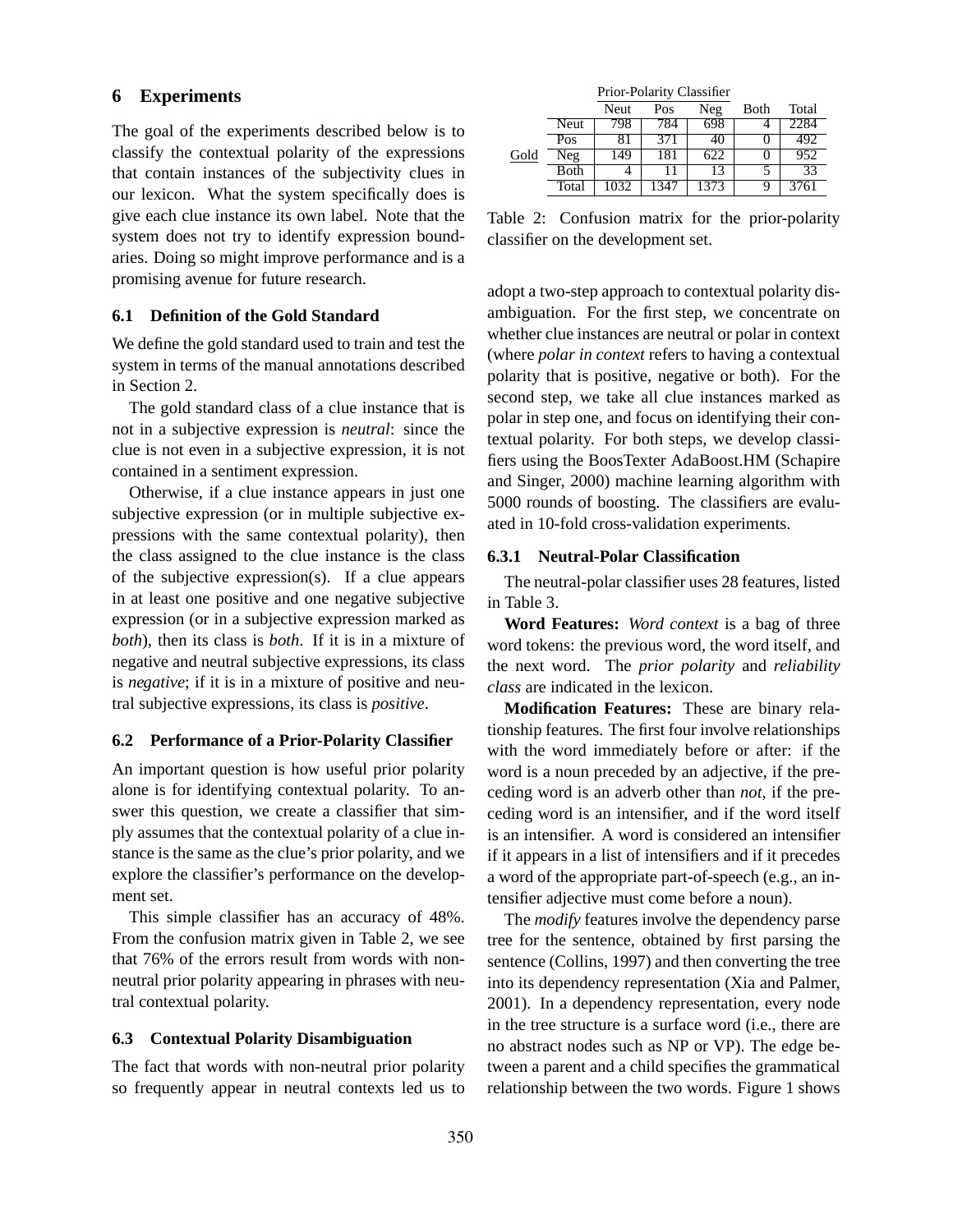## 6 Experiments

The goal of the experiments described below is to classify the contextual polarity of the expressions that contain instances of the subjectivity clues in our lexicon. What the system specifically does is give each clue instance its own label. Note that the system does not try to identify expression boundaries. Doing so might improve performance and is a promising avenue for future research.

### 6.1 Definition of the Gold Standard

We define the gold standard used to train and test the system in terms of the manual annotations described in Section 2.

The gold standard class of a clue instance that is not in a subjective expression is *neutral*: since the clue is not even in a subjective expression, it is not contained in a sentiment expression.

Otherwise, if a clue instance appears in just one subjective expression (or in multiple subjective expressions with the same contextual polarity), then the class assigned to the clue instance is the class of the subjective expression(s). If a clue appears in at least one positive and one negative subjective expression (or in a subjective expression marked as *both*), then its class is *both*. If it is in a mixture of negative and neutral subjective expressions, its class is *negative*; if it is in a mixture of positive and neutral subjective expressions, its class is *positive*.

### 6.2 Performance of a Prior-Polarity Classifier

An important question is how useful prior polarity alone is for identifying contextual polarity. To answer this question, we create a classifier that simply assumes that the contextual polarity of a clue instance is the same as the clue's prior polarity, and we explore the classifier's performance on the development set.

This simple classifier has an accuracy of 48%. From the confusion matrix given in Table 2, we see that 76% of the errors result from words with non-neutral prior polarity appearing in phrases with neutral contextual polarity.

|  |  | Prior-Polarity Classifier |  |  |  |  |
|---|---|---|---|---|---|---|
|  |  | Neut | Pos | Neg | Both | Total |
| Gold | Neut | 798 | 784 | 698 | 4 | 2284 |
|  | Pos | 81 | 371 | 40 | 0 | 492 |
|  | Neg | 149 | 181 | 622 | 0 | 952 |
|  | Both | 4 | 11 | 13 | 5 | 33 |
|  | Total | 1032 | 1347 | 1373 | 9 | 3761 |

Table 2: Confusion matrix for the prior-polarity classifier on the development set.

### 6.3 Contextual Polarity Disambiguation

The fact that words with non-neutral prior polarity so frequently appear in neutral contexts led us to adopt a two-step approach to contextual polarity disambiguation. For the first step, we concentrate on whether clue instances are neutral or polar in context (where *polar in context* refers to having a contextual polarity that is positive, negative or both). For the second step, we take all clue instances marked as polar in step one, and focus on identifying their contextual polarity. For both steps, we develop classifiers using the BoosTexter AdaBoost.HM (Schapire and Singer, 2000) machine learning algorithm with 5000 rounds of boosting. The classifiers are evaluated in 10-fold cross-validation experiments.

#### 6.3.1 Neutral-Polar Classification

The neutral-polar classifier uses 28 features, listed in Table 3.

**Word Features:** *Word context* is a bag of three word tokens: the previous word, the word itself, and the next word. The *prior polarity* and *reliability class* are indicated in the lexicon.

**Modification Features:** These are binary relationship features. The first four involve relationships with the word immediately before or after: if the word is a noun preceded by an adjective, if the preceding word is an adverb other than *not*, if the preceding word is an intensifier, and if the word itself is an intensifier. A word is considered an intensifier if it appears in a list of intensifiers and if it precedes a word of the appropriate part-of-speech (e.g., an intensifier adjective must come before a noun).

The *modify* features involve the dependency parse tree for the sentence, obtained by first parsing the sentence (Collins, 1997) and then converting the tree into its dependency representation (Xia and Palmer, 2001). In a dependency representation, every node in the tree structure is a surface word (i.e., there are no abstract nodes such as NP or VP). The edge between a parent and a child specifies the grammatical relationship between the two words. Figure 1 shows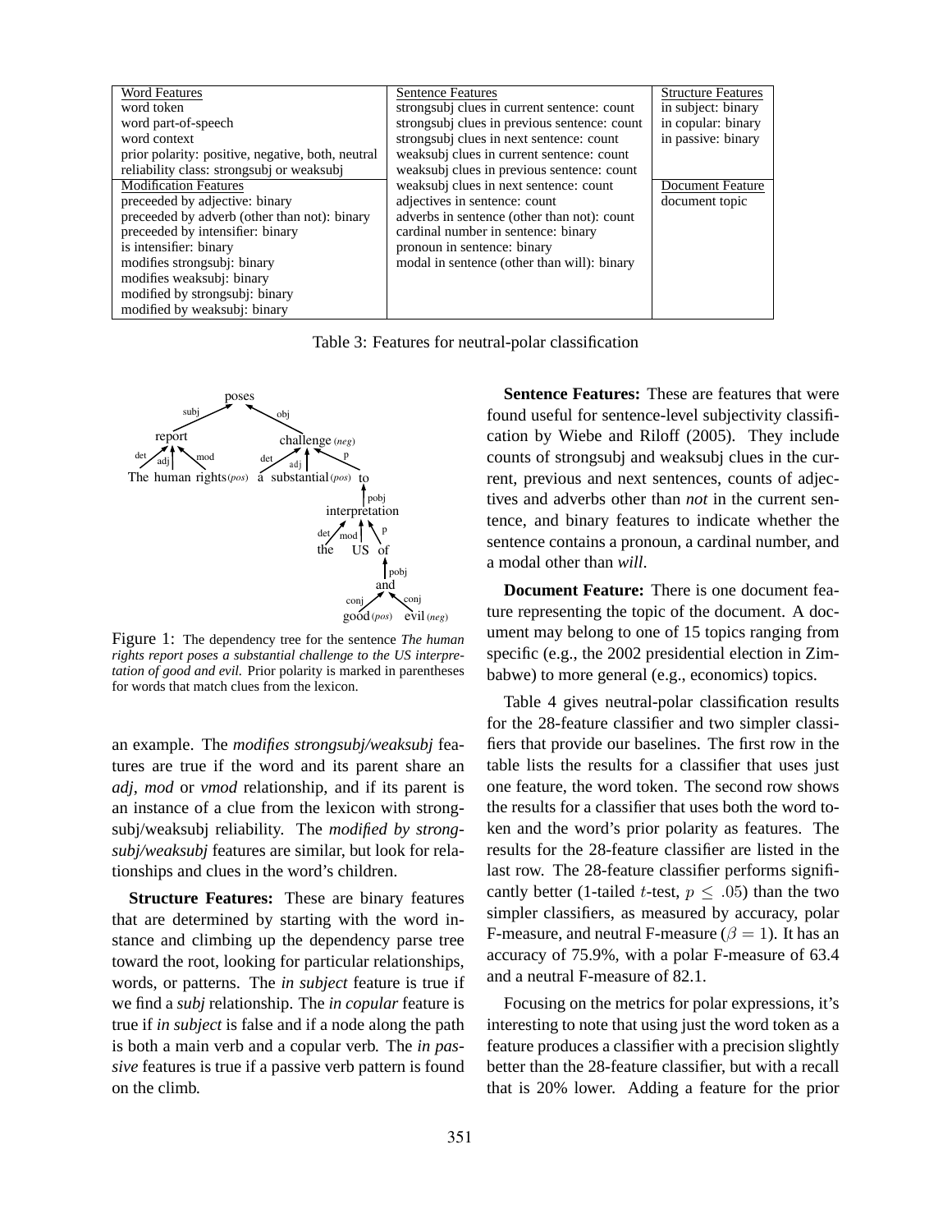| Word Features | Sentence Features | Structure Features |
|---|---|---|
| word token | strongsubj clues in current sentence: count | in subject: binary |
| word part-of-speech | strongsubj clues in previous sentence: count | in copular: binary |
| word context | strongsubj clues in next sentence: count | in passive: binary |
| prior polarity: positive, negative, both, neutral | weaksubj clues in current sentence: count | |
| reliability class: strongsubj or weaksubj | weaksubj clues in previous sentence: count | |
| **Modification Features** | weaksubj clues in next sentence: count | **Document Feature** |
| preceeded by adjective: binary | adjectives in sentence: count | document topic |
| preceeded by adverb (other than not): binary | adverbs in sentence (other than not): count | |
| preceeded by intensifier: binary | cardinal number in sentence: binary | |
| is intensifier: binary | pronoun in sentence: binary | |
| modifies strongsubj: binary | modal in sentence (other than will): binary | |
| modifies weaksubj: binary | | |
| modified by strongsubj: binary | | |
| modified by weaksubj: binary | | |

Table 3: Features for neutral-polar classification

Figure 1: The dependency tree for the sentence *The human rights report poses a substantial challenge to the US interpretation of good and evil.* Prior polarity is marked in parentheses for words that match clues from the lexicon.

an example. The *modifies strongsubj/weaksubj* features are true if the word and its parent share an *adj*, *mod* or *vmod* relationship, and if its parent is an instance of a clue from the lexicon with strongsubj/weaksubj reliability. The *modified by strongsubj/weaksubj* features are similar, but look for relationships and clues in the word's children.

**Structure Features:** These are binary features that are determined by starting with the word instance and climbing up the dependency parse tree toward the root, looking for particular relationships, words, or patterns. The *in subject* feature is true if we find a *subj* relationship. The *in copular* feature is true if *in subject* is false and if a node along the path is both a main verb and a copular verb. The *in passive* features is true if a passive verb pattern is found on the climb.

**Sentence Features:** These are features that were found useful for sentence-level subjectivity classification by Wiebe and Riloff (2005). They include counts of strongsubj and weaksubj clues in the current, previous and next sentences, counts of adjectives and adverbs other than *not* in the current sentence, and binary features to indicate whether the sentence contains a pronoun, a cardinal number, and a modal other than *will*.

**Document Feature:** There is one document feature representing the topic of the document. A document may belong to one of 15 topics ranging from specific (e.g., the 2002 presidential election in Zimbabwe) to more general (e.g., economics) topics.

Table 4 gives neutral-polar classification results for the 28-feature classifier and two simpler classifiers that provide our baselines. The first row in the table lists the results for a classifier that uses just one feature, the word token. The second row shows the results for a classifier that uses both the word token and the word's prior polarity as features. The results for the 28-feature classifier are listed in the last row. The 28-feature classifier performs significantly better (1-tailed $t$-test, $p \leq .05$) than the two simpler classifiers, as measured by accuracy, polar F-measure, and neutral F-measure ($\beta = 1$). It has an accuracy of 75.9%, with a polar F-measure of 63.4 and a neutral F-measure of 82.1.

Focusing on the metrics for polar expressions, it's interesting to note that using just the word token as a feature produces a classifier with a precision slightly better than the 28-feature classifier, but with a recall that is 20% lower. Adding a feature for the prior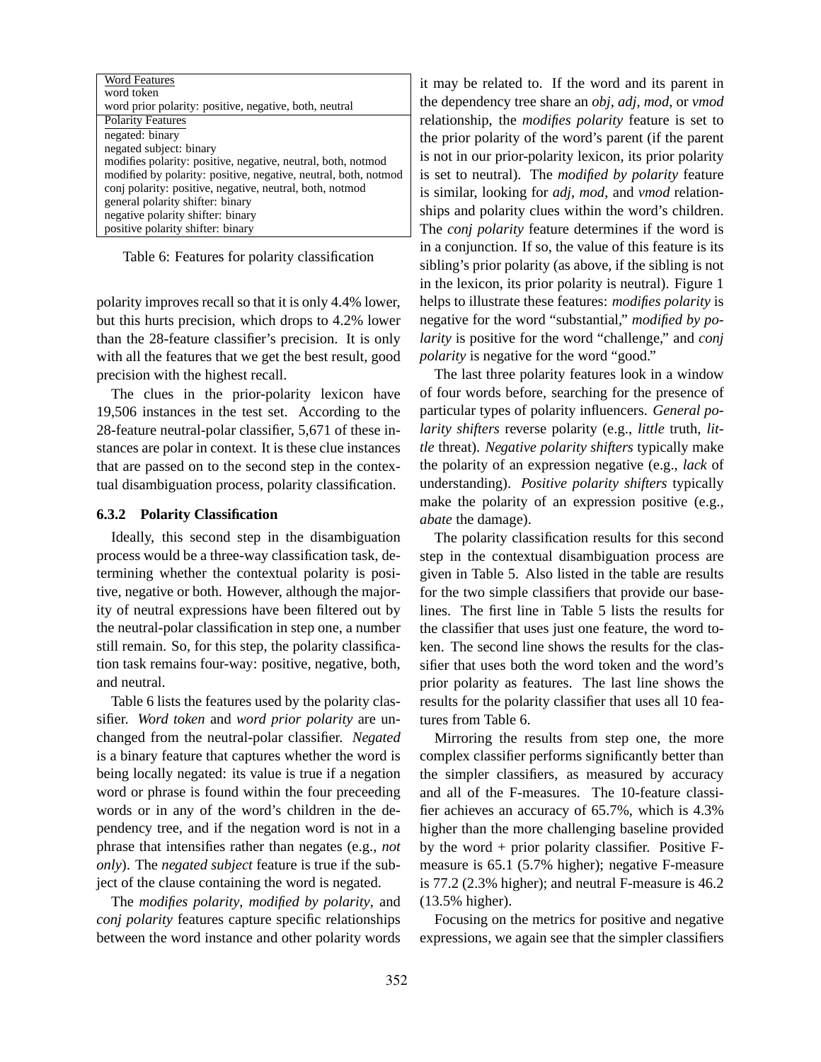| |
|---|
| Word Features |
| word token |
| word prior polarity: positive, negative, both, neutral |
| Polarity Features |
| negated: binary |
| negated subject: binary |
| modifies polarity: positive, negative, neutral, both, notmod |
| modified by polarity: positive, negative, neutral, both, notmod |
| conj polarity: positive, negative, neutral, both, notmod |
| general polarity shifter: binary |
| negative polarity shifter: binary |
| positive polarity shifter: binary |

Table 6: Features for polarity classification

polarity improves recall so that it is only 4.4% lower, but this hurts precision, which drops to 4.2% lower than the 28-feature classifier's precision. It is only with all the features that we get the best result, good precision with the highest recall.

The clues in the prior-polarity lexicon have 19,506 instances in the test set. According to the 28-feature neutral-polar classifier, 5,671 of these instances are polar in context. It is these clue instances that are passed on to the second step in the contextual disambiguation process, polarity classification.

### 6.3.2 Polarity Classification

Ideally, this second step in the disambiguation process would be a three-way classification task, determining whether the contextual polarity is positive, negative or both. However, although the majority of neutral expressions have been filtered out by the neutral-polar classification in step one, a number still remain. So, for this step, the polarity classification task remains four-way: positive, negative, both, and neutral.

Table 6 lists the features used by the polarity classifier. *Word token* and *word prior polarity* are unchanged from the neutral-polar classifier. *Negated* is a binary feature that captures whether the word is being locally negated: its value is true if a negation word or phrase is found within the four preceeding words or in any of the word's children in the dependency tree, and if the negation word is not in a phrase that intensifies rather than negates (e.g., *not only*). The *negated subject* feature is true if the subject of the clause containing the word is negated.

The *modifies polarity*, *modified by polarity*, and *conj polarity* features capture specific relationships between the word instance and other polarity words it may be related to. If the word and its parent in the dependency tree share an *obj*, *adj*, *mod*, or *vmod* relationship, the *modifies polarity* feature is set to the prior polarity of the word's parent (if the parent is not in our prior-polarity lexicon, its prior polarity is set to neutral). The *modified by polarity* feature is similar, looking for *adj*, *mod*, and *vmod* relationships and polarity clues within the word's children. The *conj polarity* feature determines if the word is in a conjunction. If so, the value of this feature is its sibling's prior polarity (as above, if the sibling is not in the lexicon, its prior polarity is neutral). Figure 1 helps to illustrate these features: *modifies polarity* is negative for the word "substantial," *modified by polarity* is positive for the word "challenge," and *conj polarity* is negative for the word "good."

The last three polarity features look in a window of four words before, searching for the presence of particular types of polarity influencers. *General polarity shifters* reverse polarity (e.g., *little* truth, *little* threat). *Negative polarity shifters* typically make the polarity of an expression negative (e.g., *lack* of understanding). *Positive polarity shifters* typically make the polarity of an expression positive (e.g., *abate* the damage).

The polarity classification results for this second step in the contextual disambiguation process are given in Table 5. Also listed in the table are results for the two simple classifiers that provide our baselines. The first line in Table 5 lists the results for the classifier that uses just one feature, the word token. The second line shows the results for the classifier that uses both the word token and the word's prior polarity as features. The last line shows the results for the polarity classifier that uses all 10 features from Table 6.

Mirroring the results from step one, the more complex classifier performs significantly better than the simpler classifiers, as measured by accuracy and all of the F-measures. The 10-feature classifier achieves an accuracy of 65.7%, which is 4.3% higher than the more challenging baseline provided by the word + prior polarity classifier. Positive F-measure is 65.1 (5.7% higher); negative F-measure is 77.2 (2.3% higher); and neutral F-measure is 46.2 (13.5% higher).

Focusing on the metrics for positive and negative expressions, we again see that the simpler classifiers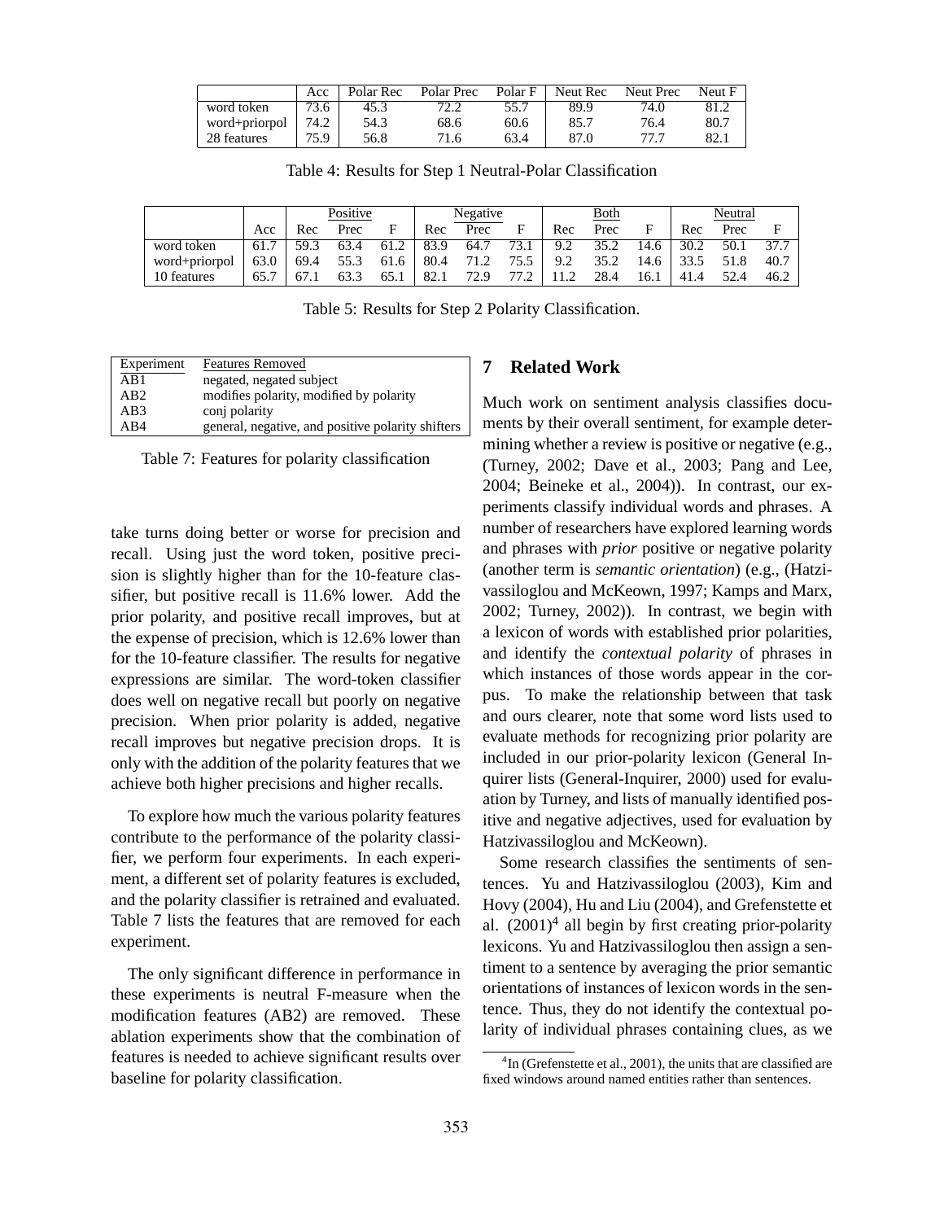| | Acc | Polar Rec | Polar Prec | Polar F | Neut Rec | Neut Prec | Neut F |
|---|---|---|---|---|---|---|---|
| word token | 73.6 | 45.3 | 72.2 | 55.7 | 89.9 | 74.0 | 81.2 |
| word+priorpol | 74.2 | 54.3 | 68.6 | 60.6 | 85.7 | 76.4 | 80.7 |
| 28 features | 75.9 | 56.8 | 71.6 | 63.4 | 87.0 | 77.7 | 82.1 |

Table 4: Results for Step 1 Neutral-Polar Classification

| | | Positive | | | Negative | | | Both | | | Neutral | | |
|---|---|---|---|---|---|---|---|---|---|---|---|---|---|
| | Acc | Rec | Prec | F | Rec | Prec | F | Rec | Prec | F | Rec | Prec | F |
| word token | 61.7 | 59.3 | 63.4 | 61.2 | 83.9 | 64.7 | 73.1 | 9.2 | 35.2 | 14.6 | 30.2 | 50.1 | 37.7 |
| word+priorpol | 63.0 | 69.4 | 55.3 | 61.6 | 80.4 | 71.2 | 75.5 | 9.2 | 35.2 | 14.6 | 33.5 | 51.8 | 40.7 |
| 10 features | 65.7 | 67.1 | 63.3 | 65.1 | 82.1 | 72.9 | 77.2 | 11.2 | 28.4 | 16.1 | 41.4 | 52.4 | 46.2 |

Table 5: Results for Step 2 Polarity Classification.

| Experiment | Features Removed |
|---|---|
| AB1 | negated, negated subject |
| AB2 | modifies polarity, modified by polarity |
| AB3 | conj polarity |
| AB4 | general, negative, and positive polarity shifters |

Table 7: Features for polarity classification

take turns doing better or worse for precision and recall. Using just the word token, positive precision is slightly higher than for the 10-feature classifier, but positive recall is 11.6% lower. Add the prior polarity, and positive recall improves, but at the expense of precision, which is 12.6% lower than for the 10-feature classifier. The results for negative expressions are similar. The word-token classifier does well on negative recall but poorly on negative precision. When prior polarity is added, negative recall improves but negative precision drops. It is only with the addition of the polarity features that we achieve both higher precisions and higher recalls.

To explore how much the various polarity features contribute to the performance of the polarity classifier, we perform four experiments. In each experiment, a different set of polarity features is excluded, and the polarity classifier is retrained and evaluated. Table 7 lists the features that are removed for each experiment.

The only significant difference in performance in these experiments is neutral F-measure when the modification features (AB2) are removed. These ablation experiments show that the combination of features is needed to achieve significant results over baseline for polarity classification.

## 7 Related Work

Much work on sentiment analysis classifies documents by their overall sentiment, for example determining whether a review is positive or negative (e.g., (Turney, 2002; Dave et al., 2003; Pang and Lee, 2004; Beineke et al., 2004)). In contrast, our experiments classify individual words and phrases. A number of researchers have explored learning words and phrases with *prior* positive or negative polarity (another term is *semantic orientation*) (e.g., (Hatzivassiloglou and McKeown, 1997; Kamps and Marx, 2002; Turney, 2002)). In contrast, we begin with a lexicon of words with established prior polarities, and identify the *contextual polarity* of phrases in which instances of those words appear in the corpus. To make the relationship between that task and ours clearer, note that some word lists used to evaluate methods for recognizing prior polarity are included in our prior-polarity lexicon (General Inquirer lists (General-Inquirer, 2000) used for evaluation by Turney, and lists of manually identified positive and negative adjectives, used for evaluation by Hatzivassiloglou and McKeown).

Some research classifies the sentiments of sentences. Yu and Hatzivassiloglou (2003), Kim and Hovy (2004), Hu and Liu (2004), and Grefenstette et al. (2001)[4] all begin by first creating prior-polarity lexicons. Yu and Hatzivassiloglou then assign a sentiment to a sentence by averaging the prior semantic orientations of instances of lexicon words in the sentence. Thus, they do not identify the contextual polarity of individual phrases containing clues, as we

[4] In (Grefenstette et al., 2001), the units that are classified are fixed windows around named entities rather than sentences.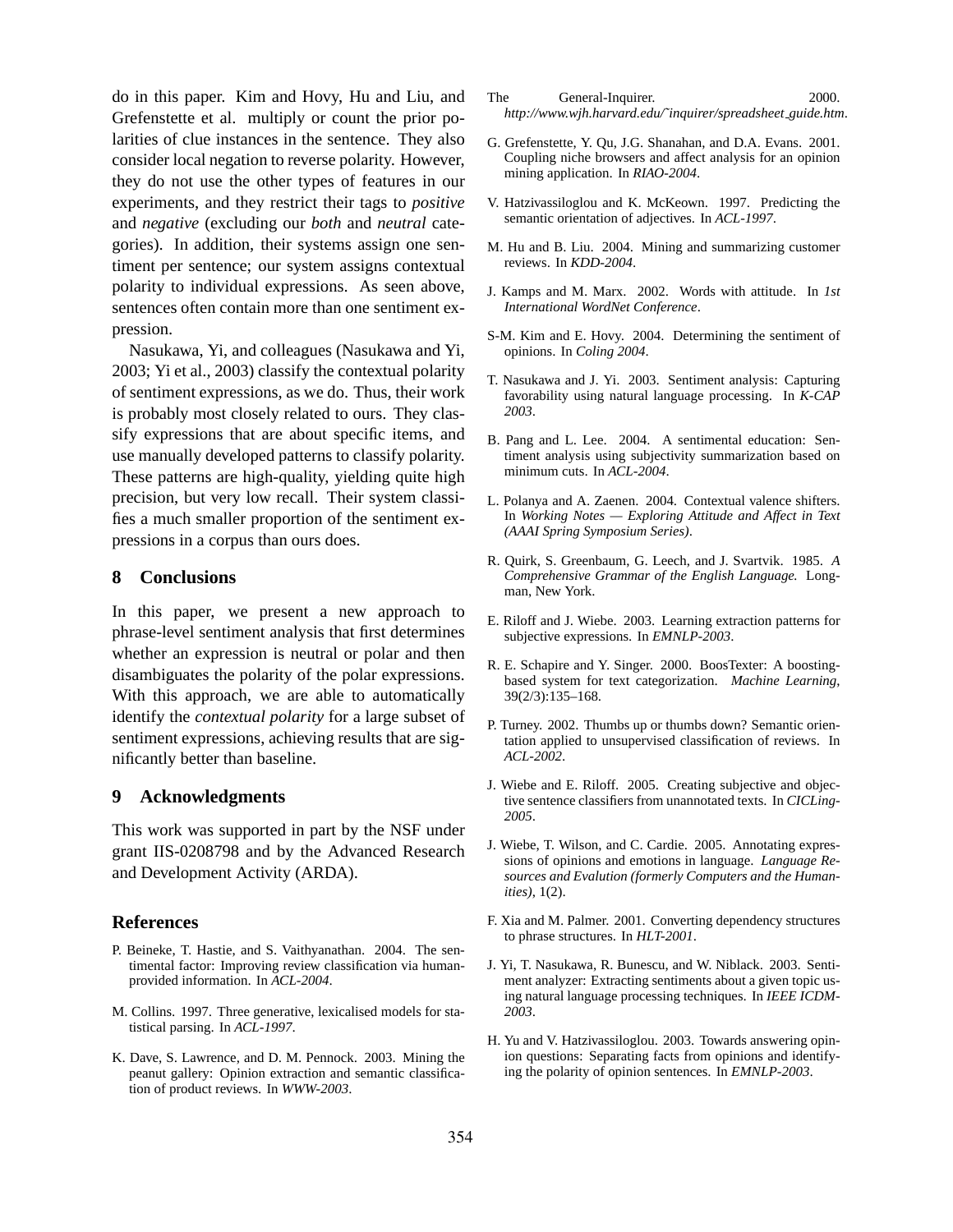do in this paper. Kim and Hovy, Hu and Liu, and Grefenstette et al. multiply or count the prior polarities of clue instances in the sentence. They also consider local negation to reverse polarity. However, they do not use the other types of features in our experiments, and they restrict their tags to *positive* and *negative* (excluding our *both* and *neutral* categories). In addition, their systems assign one sentiment per sentence; our system assigns contextual polarity to individual expressions. As seen above, sentences often contain more than one sentiment expression.

Nasukawa, Yi, and colleagues (Nasukawa and Yi, 2003; Yi et al., 2003) classify the contextual polarity of sentiment expressions, as we do. Thus, their work is probably most closely related to ours. They classify expressions that are about specific items, and use manually developed patterns to classify polarity. These patterns are high-quality, yielding quite high precision, but very low recall. Their system classifies a much smaller proportion of the sentiment expressions in a corpus than ours does.

## 8 Conclusions

In this paper, we present a new approach to phrase-level sentiment analysis that first determines whether an expression is neutral or polar and then disambiguates the polarity of the polar expressions. With this approach, we are able to automatically identify the *contextual polarity* for a large subset of sentiment expressions, achieving results that are significantly better than baseline.

## 9 Acknowledgments

This work was supported in part by the NSF under grant IIS-0208798 and by the Advanced Research and Development Activity (ARDA).

## References

P. Beineke, T. Hastie, and S. Vaithyanathan. 2004. The sentimental factor: Improving review classification via human-provided information. In *ACL-2004*.

M. Collins. 1997. Three generative, lexicalised models for statistical parsing. In *ACL-1997*.

K. Dave, S. Lawrence, and D. M. Pennock. 2003. Mining the peanut gallery: Opinion extraction and semantic classification of product reviews. In *WWW-2003*.

The General-Inquirer. 2000. *http://www.wjh.harvard.edu/˜inquirer/spreadsheet_guide.htm*.

G. Grefenstette, Y. Qu, J.G. Shanahan, and D.A. Evans. 2001. Coupling niche browsers and affect analysis for an opinion mining application. In *RIAO-2004*.

V. Hatzivassiloglou and K. McKeown. 1997. Predicting the semantic orientation of adjectives. In *ACL-1997*.

M. Hu and B. Liu. 2004. Mining and summarizing customer reviews. In *KDD-2004*.

J. Kamps and M. Marx. 2002. Words with attitude. In *1st International WordNet Conference*.

S-M. Kim and E. Hovy. 2004. Determining the sentiment of opinions. In *Coling 2004*.

T. Nasukawa and J. Yi. 2003. Sentiment analysis: Capturing favorability using natural language processing. In *K-CAP 2003*.

B. Pang and L. Lee. 2004. A sentimental education: Sentiment analysis using subjectivity summarization based on minimum cuts. In *ACL-2004*.

L. Polanya and A. Zaenen. 2004. Contextual valence shifters. In *Working Notes — Exploring Attitude and Affect in Text (AAAI Spring Symposium Series)*.

R. Quirk, S. Greenbaum, G. Leech, and J. Svartvik. 1985. *A Comprehensive Grammar of the English Language.* Longman, New York.

E. Riloff and J. Wiebe. 2003. Learning extraction patterns for subjective expressions. In *EMNLP-2003*.

R. E. Schapire and Y. Singer. 2000. BoosTexter: A boosting-based system for text categorization. *Machine Learning*, 39(2/3):135–168.

P. Turney. 2002. Thumbs up or thumbs down? Semantic orientation applied to unsupervised classification of reviews. In *ACL-2002*.

J. Wiebe and E. Riloff. 2005. Creating subjective and objective sentence classifiers from unannotated texts. In *CICLing-2005*.

J. Wiebe, T. Wilson, and C. Cardie. 2005. Annotating expressions of opinions and emotions in language. *Language Resources and Evalution (formerly Computers and the Humanities)*, 1(2).

F. Xia and M. Palmer. 2001. Converting dependency structures to phrase structures. In *HLT-2001*.

J. Yi, T. Nasukawa, R. Bunescu, and W. Niblack. 2003. Sentiment analyzer: Extracting sentiments about a given topic using natural language processing techniques. In *IEEE ICDM-2003*.

H. Yu and V. Hatzivassiloglou. 2003. Towards answering opinion questions: Separating facts from opinions and identifying the polarity of opinion sentences. In *EMNLP-2003*.